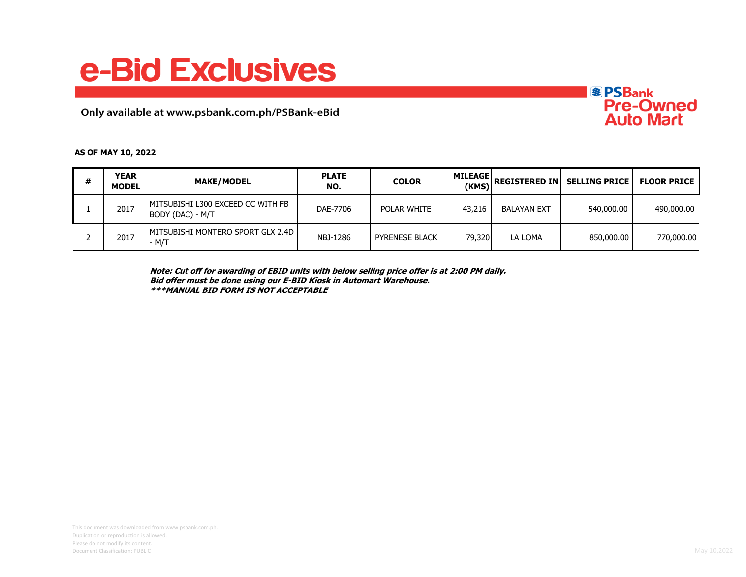# e-Bid Exclusives

Only available at www.psbank.com.ph/PSBank-eBid

PSBank Pre-Owned Auto Mart

**AS OF MAY 10, 2022**

| # | YEAR MODEL | MAKE/MODEL | PLATE NO. | COLOR | MILEAGE (KMS) | REGISTERED IN | SELLING PRICE | FLOOR PRICE |
|---|---|---|---|---|---|---|---|---|
| 1 | 2017 | MITSUBISHI L300 EXCEED CC WITH FB BODY (DAC) - M/T | DAE-7706 | POLAR WHITE | 43,216 | BALAYAN EXT | 540,000.00 | 490,000.00 |
| 2 | 2017 | MITSUBISHI MONTERO SPORT GLX 2.4D - M/T | NBJ-1286 | PYRENESE BLACK | 79,320 | LA LOMA | 850,000.00 | 770,000.00 |

***Note: Cut off for awarding of EBID units with below selling price offer is at 2:00 PM daily.***
***Bid offer must be done using our E-BID Kiosk in Automart Warehouse.***
***\*\*\*MANUAL BID FORM IS NOT ACCEPTABLE***

This document was downloaded from www.psbank.com.ph.
Duplication or reproduction is allowed.
Please do not modify its content.
Document Classification: PUBLIC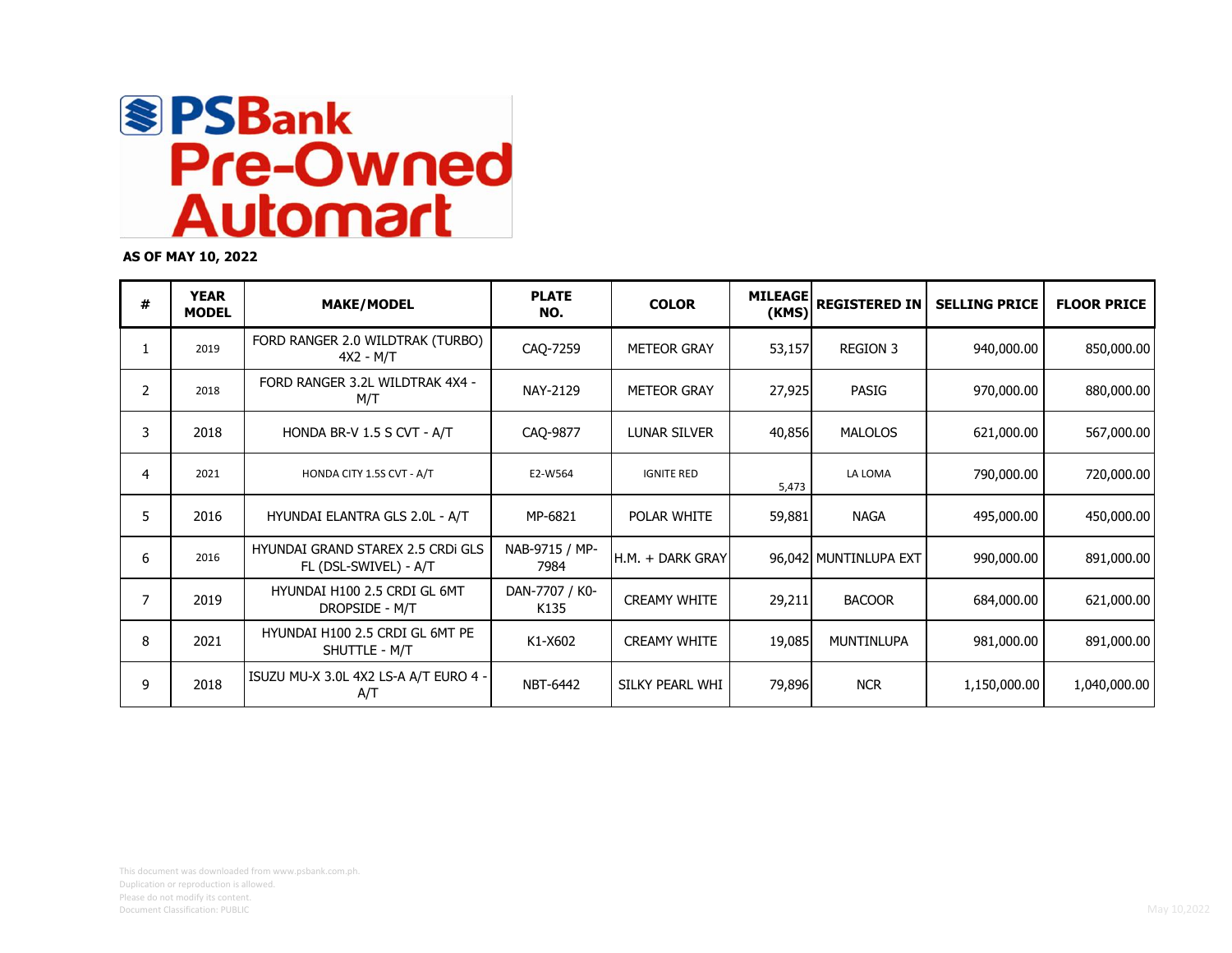# PSBank Pre-Owned Automart

**AS OF MAY 10, 2022**

| # | YEAR MODEL | MAKE/MODEL | PLATE NO. | COLOR | MILEAGE (KMS) | REGISTERED IN | SELLING PRICE | FLOOR PRICE |
|---|---|---|---|---|---|---|---|---|
| 1 | 2019 | FORD RANGER 2.0 WILDTRAK (TURBO) 4X2 - M/T | CAQ-7259 | METEOR GRAY | 53,157 | REGION 3 | 940,000.00 | 850,000.00 |
| 2 | 2018 | FORD RANGER 3.2L WILDTRAK 4X4 - M/T | NAY-2129 | METEOR GRAY | 27,925 | PASIG | 970,000.00 | 880,000.00 |
| 3 | 2018 | HONDA BR-V 1.5 S CVT - A/T | CAQ-9877 | LUNAR SILVER | 40,856 | MALOLOS | 621,000.00 | 567,000.00 |
| 4 | 2021 | HONDA CITY 1.5S CVT - A/T | E2-W564 | IGNITE RED | 5,473 | LA LOMA | 790,000.00 | 720,000.00 |
| 5 | 2016 | HYUNDAI ELANTRA GLS 2.0L - A/T | MP-6821 | POLAR WHITE | 59,881 | NAGA | 495,000.00 | 450,000.00 |
| 6 | 2016 | HYUNDAI GRAND STAREX 2.5 CRDi GLS FL (DSL-SWIVEL) - A/T | NAB-9715 / MP-7984 | H.M. + DARK GRAY | 96,042 | MUNTINLUPA EXT | 990,000.00 | 891,000.00 |
| 7 | 2019 | HYUNDAI H100 2.5 CRDI GL 6MT DROPSIDE - M/T | DAN-7707 / K0-K135 | CREAMY WHITE | 29,211 | BACOOR | 684,000.00 | 621,000.00 |
| 8 | 2021 | HYUNDAI H100 2.5 CRDI GL 6MT PE SHUTTLE - M/T | K1-X602 | CREAMY WHITE | 19,085 | MUNTINLUPA | 981,000.00 | 891,000.00 |
| 9 | 2018 | ISUZU MU-X 3.0L 4X2 LS-A A/T EURO 4 - A/T | NBT-6442 | SILKY PEARL WHI | 79,896 | NCR | 1,150,000.00 | 1,040,000.00 |

This document was downloaded from www.psbank.com.ph.
Duplication or reproduction is allowed.
Please do not modify its content.
Document Classification: PUBLIC

May 10,2022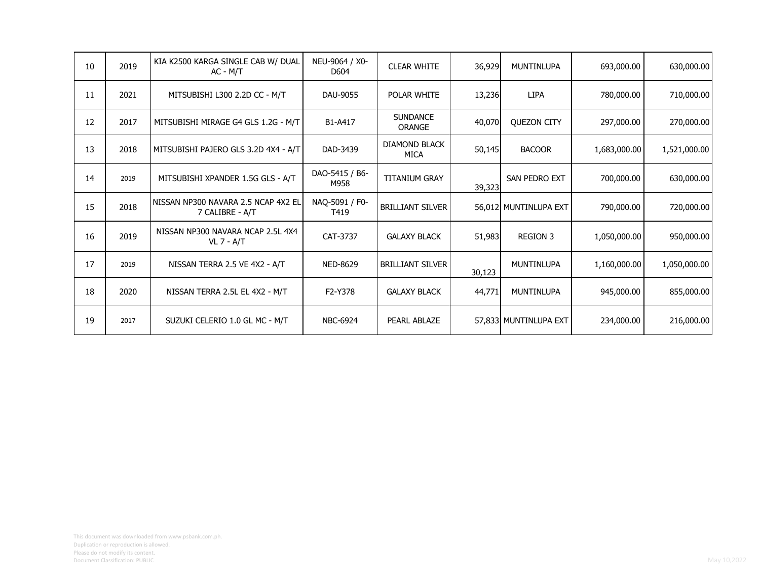| | | | | | | | | |
|---|---|---|---|---|---|---|---|---|
| 10 | 2019 | KIA K2500 KARGA SINGLE CAB W/ DUAL AC - M/T | NEU-9064 / X0-D604 | CLEAR WHITE | 36,929 | MUNTINLUPA | 693,000.00 | 630,000.00 |
| 11 | 2021 | MITSUBISHI L300 2.2D CC - M/T | DAU-9055 | POLAR WHITE | 13,236 | LIPA | 780,000.00 | 710,000.00 |
| 12 | 2017 | MITSUBISHI MIRAGE G4 GLS 1.2G - M/T | B1-A417 | SUNDANCE ORANGE | 40,070 | QUEZON CITY | 297,000.00 | 270,000.00 |
| 13 | 2018 | MITSUBISHI PAJERO GLS 3.2D 4X4 - A/T | DAD-3439 | DIAMOND BLACK MICA | 50,145 | BACOOR | 1,683,000.00 | 1,521,000.00 |
| 14 | 2019 | MITSUBISHI XPANDER 1.5G GLS - A/T | DAO-5415 / B6-M958 | TITANIUM GRAY | 39,323 | SAN PEDRO EXT | 700,000.00 | 630,000.00 |
| 15 | 2018 | NISSAN NP300 NAVARA 2.5 NCAP 4X2 EL 7 CALIBRE - A/T | NAQ-5091 / F0-T419 | BRILLIANT SILVER | 56,012 | MUNTINLUPA EXT | 790,000.00 | 720,000.00 |
| 16 | 2019 | NISSAN NP300 NAVARA NCAP 2.5L 4X4 VL 7 - A/T | CAT-3737 | GALAXY BLACK | 51,983 | REGION 3 | 1,050,000.00 | 950,000.00 |
| 17 | 2019 | NISSAN TERRA 2.5 VE 4X2 - A/T | NED-8629 | BRILLIANT SILVER | 30,123 | MUNTINLUPA | 1,160,000.00 | 1,050,000.00 |
| 18 | 2020 | NISSAN TERRA 2.5L EL 4X2 - M/T | F2-Y378 | GALAXY BLACK | 44,771 | MUNTINLUPA | 945,000.00 | 855,000.00 |
| 19 | 2017 | SUZUKI CELERIO 1.0 GL MC - M/T | NBC-6924 | PEARL ABLAZE | 57,833 | MUNTINLUPA EXT | 234,000.00 | 216,000.00 |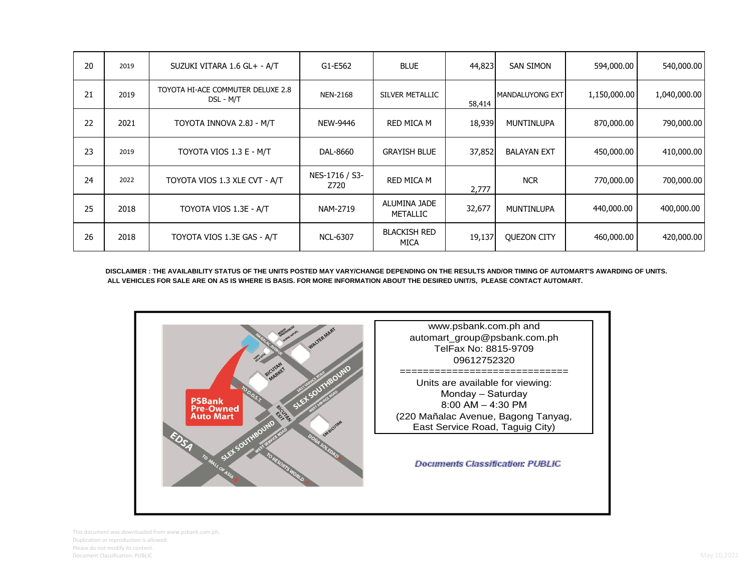| | | | | | | | | |
|---|---|---|---|---|---|---|---|---|
| 20 | 2019 | SUZUKI VITARA 1.6 GL+ - A/T | G1-E562 | BLUE | 44,823 | SAN SIMON | 594,000.00 | 540,000.00 |
| 21 | 2019 | TOYOTA HI-ACE COMMUTER DELUXE 2.8 DSL - M/T | NEN-2168 | SILVER METALLIC | 58,414 | MANDALUYONG EXT | 1,150,000.00 | 1,040,000.00 |
| 22 | 2021 | TOYOTA INNOVA 2.8J - M/T | NEW-9446 | RED MICA M | 18,939 | MUNTINLUPA | 870,000.00 | 790,000.00 |
| 23 | 2019 | TOYOTA VIOS 1.3 E - M/T | DAL-8660 | GRAYISH BLUE | 37,852 | BALAYAN EXT | 450,000.00 | 410,000.00 |
| 24 | 2022 | TOYOTA VIOS 1.3 XLE CVT - A/T | NES-1716 / S3-Z720 | RED MICA M | 2,777 | NCR | 770,000.00 | 700,000.00 |
| 25 | 2018 | TOYOTA VIOS 1.3E - A/T | NAM-2719 | ALUMINA JADE METALLIC | 32,677 | MUNTINLUPA | 440,000.00 | 400,000.00 |
| 26 | 2018 | TOYOTA VIOS 1.3E GAS - A/T | NCL-6307 | BLACKISH RED MICA | 19,137 | QUEZON CITY | 460,000.00 | 420,000.00 |

**DISCLAIMER : THE AVAILABILITY STATUS OF THE UNITS POSTED MAY VARY/CHANGE DEPENDING ON THE RESULTS AND/OR TIMING OF AUTOMART'S AWARDING OF UNITS. ALL VEHICLES FOR SALE ARE ON AS IS WHERE IS BASIS. FOR MORE INFORMATION ABOUT THE DESIRED UNIT/S, PLEASE CONTACT AUTOMART.**

www.psbank.com.ph and
automart_group@psbank.com.ph
TelFax No: 8815-9709
09612752320

=============================

Units are available for viewing:
Monday – Saturday
8:00 AM – 4:30 PM
(220 Mañalac Avenue, Bagong Tanyag, East Service Road, Taguig City)

*Documents Classification: PUBLIC*

This document was downloaded from www.psbank.com.ph.
Duplication or reproduction is allowed.
Please do not modify its content.
Document Classification: PUBLIC

May 10,2022